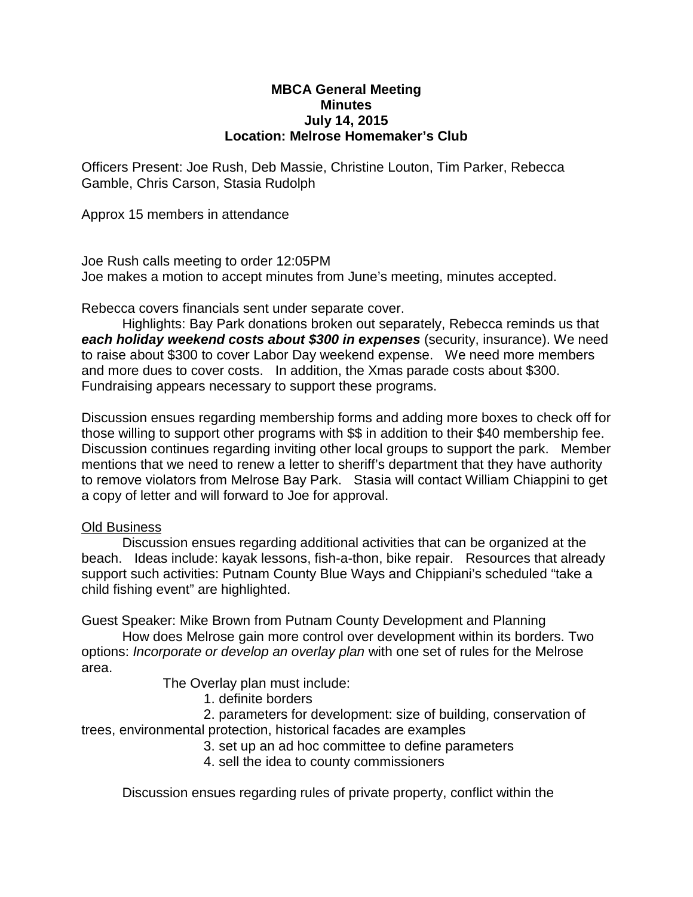# MBCA General Meeting
## Minutes
### July 14, 2015
### Location: Melrose Homemaker's Club

Officers Present: Joe Rush, Deb Massie, Christine Louton, Tim Parker, Rebecca Gamble, Chris Carson, Stasia Rudolph

Approx 15 members in attendance

Joe Rush calls meeting to order 12:05PM
Joe makes a motion to accept minutes from June's meeting, minutes accepted.

Rebecca covers financials sent under separate cover.

Highlights: Bay Park donations broken out separately, Rebecca reminds us that ***each holiday weekend costs about $300 in expenses*** (security, insurance). We need to raise about $300 to cover Labor Day weekend expense. We need more members and more dues to cover costs. In addition, the Xmas parade costs about $300. Fundraising appears necessary to support these programs.

Discussion ensues regarding membership forms and adding more boxes to check off for those willing to support other programs with $$ in addition to their $40 membership fee. Discussion continues regarding inviting other local groups to support the park. Member mentions that we need to renew a letter to sheriff's department that they have authority to remove violators from Melrose Bay Park. Stasia will contact William Chiappini to get a copy of letter and will forward to Joe for approval.

<u>Old Business</u>

Discussion ensues regarding additional activities that can be organized at the beach. Ideas include: kayak lessons, fish-a-thon, bike repair. Resources that already support such activities: Putnam County Blue Ways and Chippiani's scheduled "take a child fishing event" are highlighted.

Guest Speaker: Mike Brown from Putnam County Development and Planning

How does Melrose gain more control over development within its borders. Two options: *Incorporate or develop an overlay plan* with one set of rules for the Melrose area.

The Overlay plan must include:

1. definite borders
2. parameters for development: size of building, conservation of trees, environmental protection, historical facades are examples
3. set up an ad hoc committee to define parameters
4. sell the idea to county commissioners

Discussion ensues regarding rules of private property, conflict within the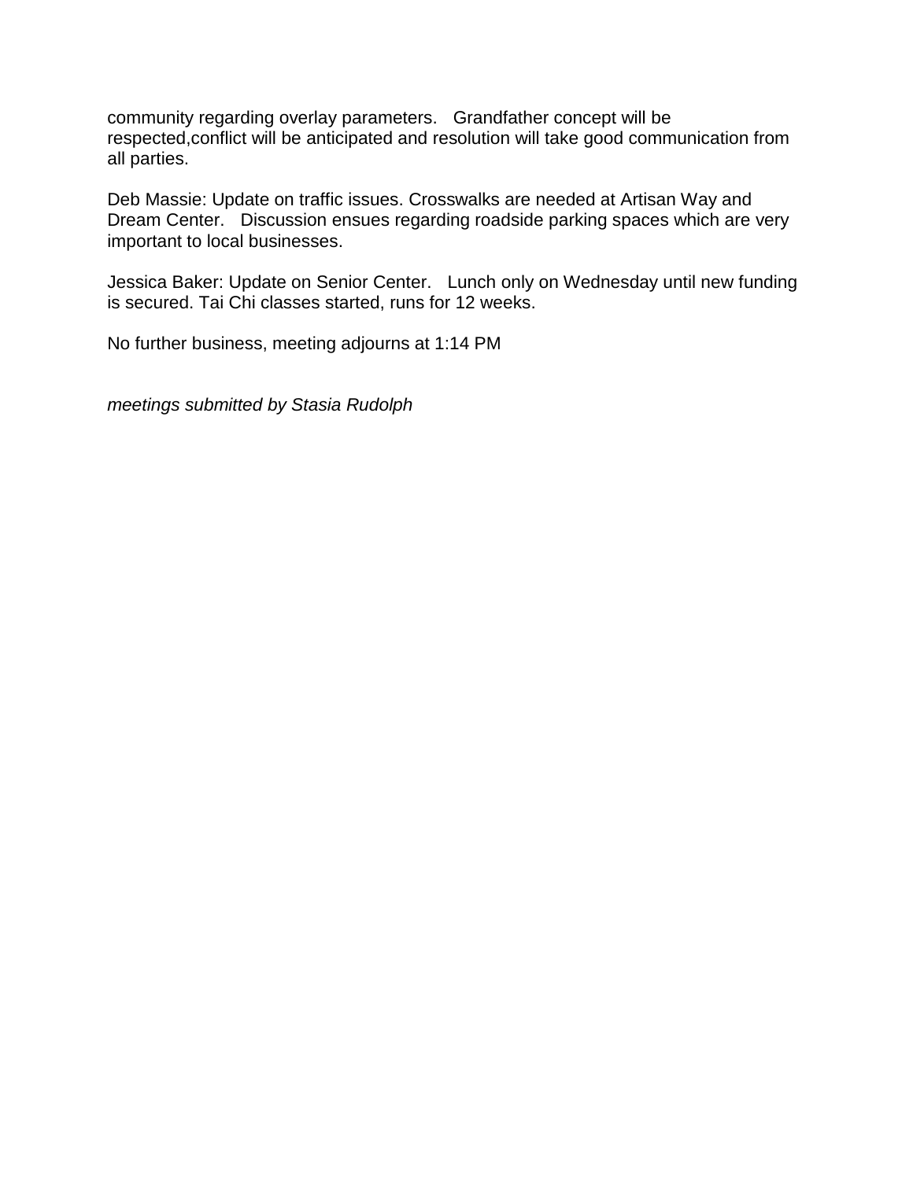community regarding overlay parameters. Grandfather concept will be respected,conflict will be anticipated and resolution will take good communication from all parties.

Deb Massie: Update on traffic issues. Crosswalks are needed at Artisan Way and Dream Center. Discussion ensues regarding roadside parking spaces which are very important to local businesses.

Jessica Baker: Update on Senior Center. Lunch only on Wednesday until new funding is secured. Tai Chi classes started, runs for 12 weeks.

No further business, meeting adjourns at 1:14 PM

*meetings submitted by Stasia Rudolph*